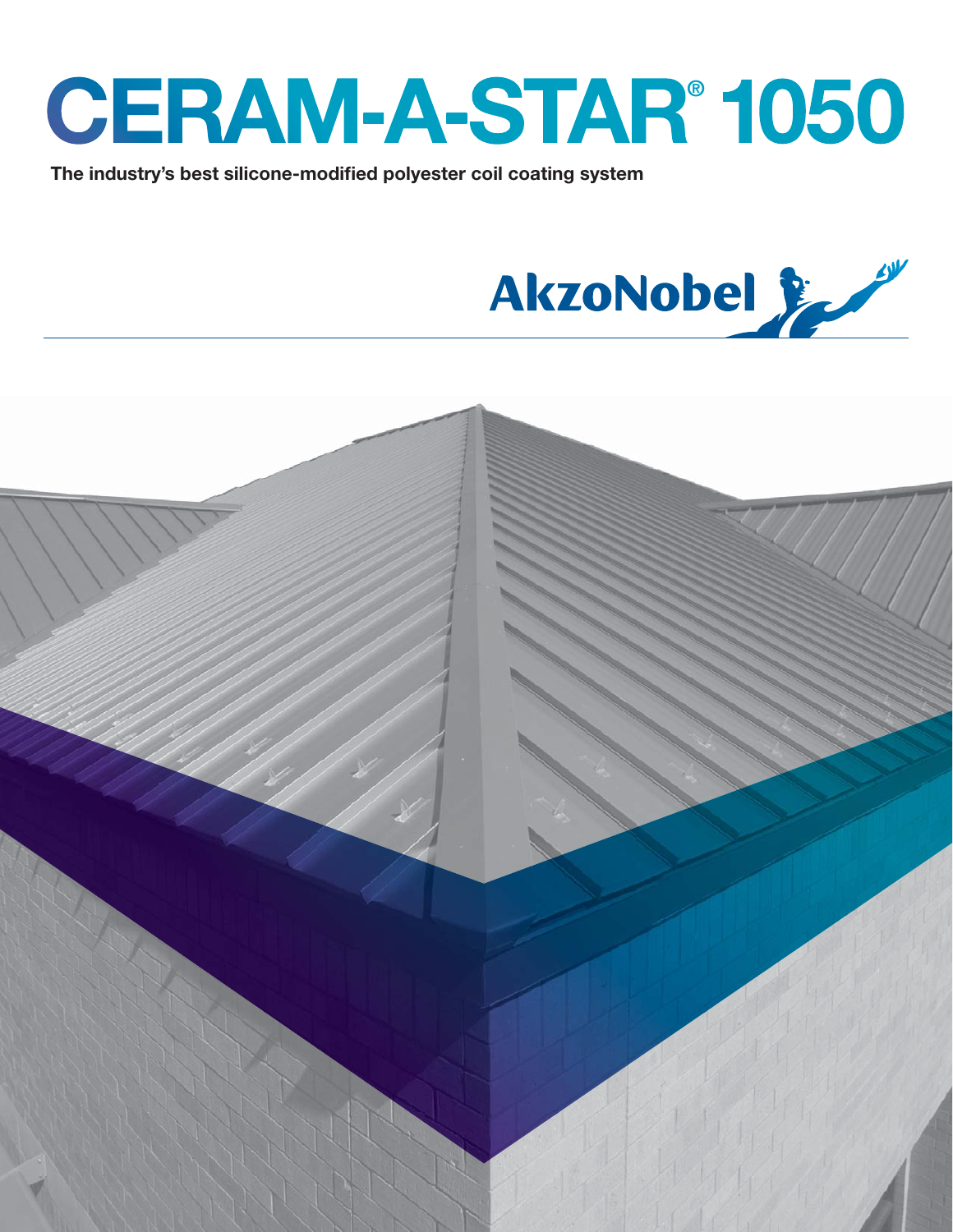# CERAM-A-STAR® 1050

**The industry's best silicone-modified polyester coil coating system**

AkzoNobel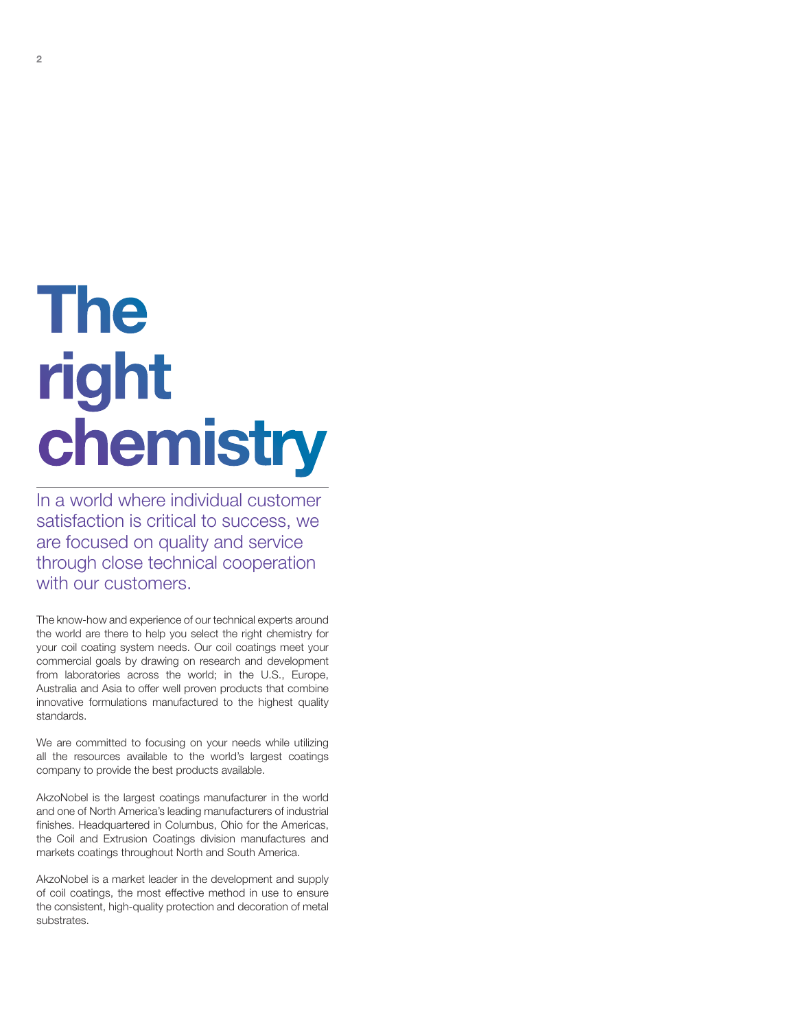# The right chemistry

In a world where individual customer satisfaction is critical to success, we are focused on quality and service through close technical cooperation with our customers.

The know-how and experience of our technical experts around the world are there to help you select the right chemistry for your coil coating system needs. Our coil coatings meet your commercial goals by drawing on research and development from laboratories across the world; in the U.S., Europe, Australia and Asia to offer well proven products that combine innovative formulations manufactured to the highest quality standards.

We are committed to focusing on your needs while utilizing all the resources available to the world's largest coatings company to provide the best products available.

AkzoNobel is the largest coatings manufacturer in the world and one of North America's leading manufacturers of industrial finishes. Headquartered in Columbus, Ohio for the Americas, the Coil and Extrusion Coatings division manufactures and markets coatings throughout North and South America.

AkzoNobel is a market leader in the development and supply of coil coatings, the most effective method in use to ensure the consistent, high-quality protection and decoration of metal substrates.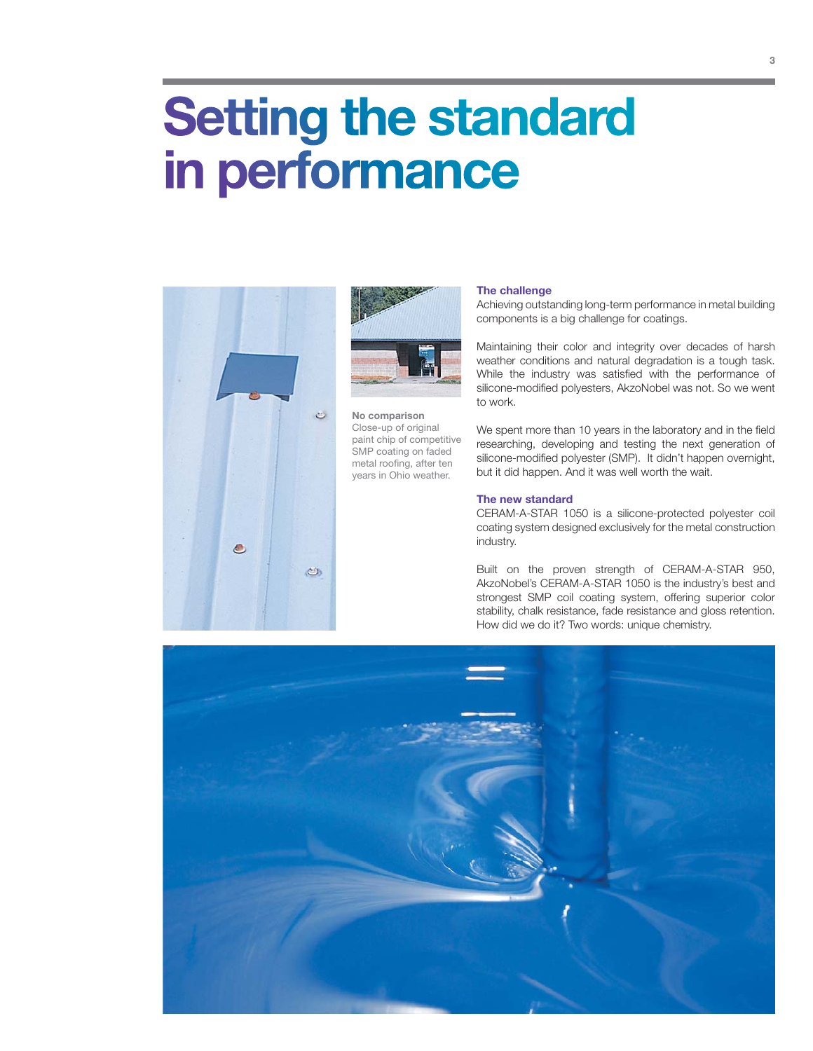# Setting the standard in performance

**No comparison**
Close-up of original paint chip of competitive SMP coating on faded metal roofing, after ten years in Ohio weather.

### The challenge

Achieving outstanding long-term performance in metal building components is a big challenge for coatings.

Maintaining their color and integrity over decades of harsh weather conditions and natural degradation is a tough task. While the industry was satisfied with the performance of silicone-modified polyesters, AkzoNobel was not. So we went to work.

We spent more than 10 years in the laboratory and in the field researching, developing and testing the next generation of silicone-modified polyester (SMP). It didn't happen overnight, but it did happen. And it was well worth the wait.

### The new standard

CERAM-A-STAR 1050 is a silicone-protected polyester coil coating system designed exclusively for the metal construction industry.

Built on the proven strength of CERAM-A-STAR 950, AkzoNobel's CERAM-A-STAR 1050 is the industry's best and strongest SMP coil coating system, offering superior color stability, chalk resistance, fade resistance and gloss retention. How did we do it? Two words: unique chemistry.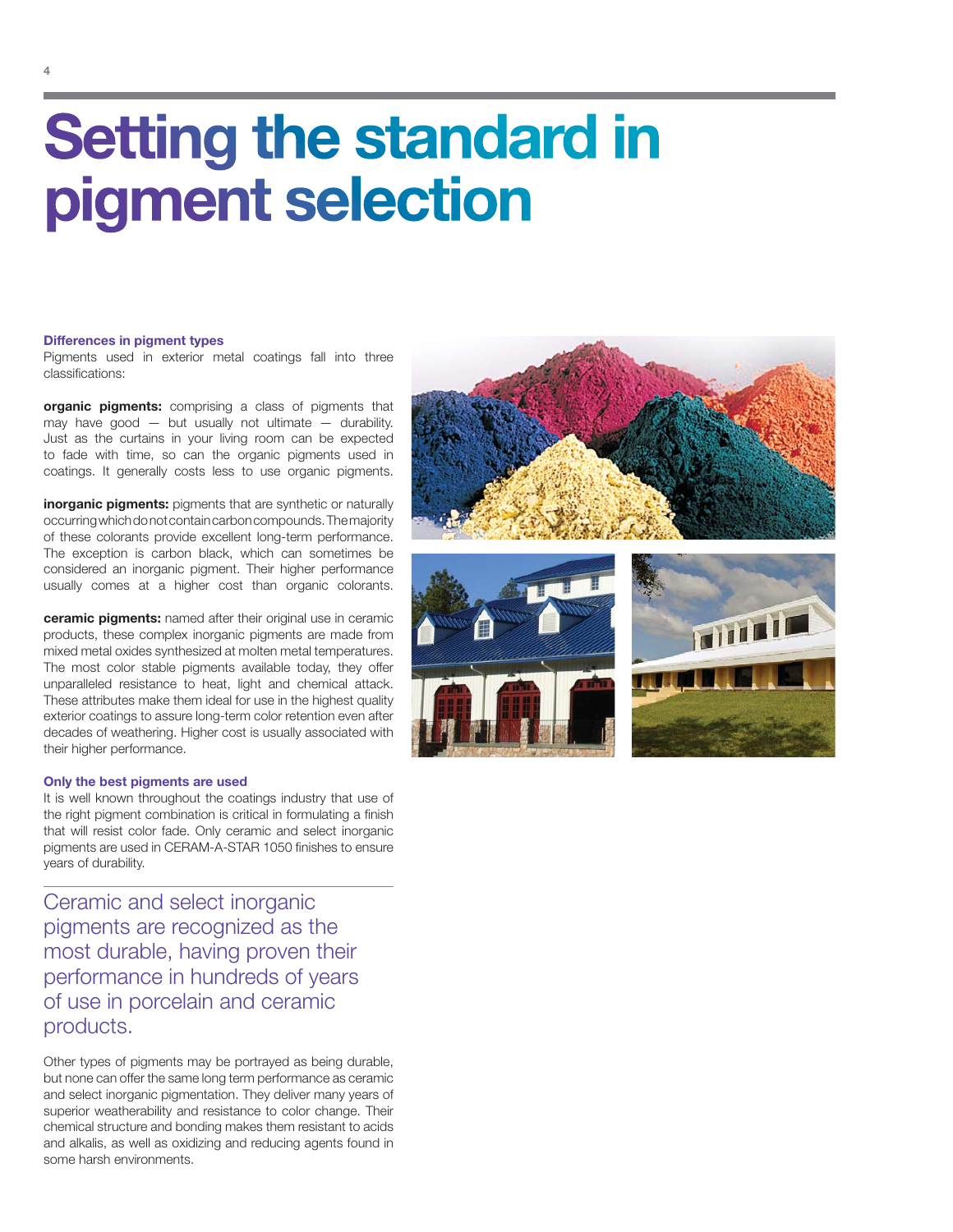# Setting the standard in pigment selection

### Differences in pigment types

Pigments used in exterior metal coatings fall into three classifications:

**organic pigments:** comprising a class of pigments that may have good — but usually not ultimate — durability. Just as the curtains in your living room can be expected to fade with time, so can the organic pigments used in coatings. It generally costs less to use organic pigments.

**inorganic pigments:** pigments that are synthetic or naturally occurring which do not contain carbon compounds. The majority of these colorants provide excellent long-term performance. The exception is carbon black, which can sometimes be considered an inorganic pigment. Their higher performance usually comes at a higher cost than organic colorants.

**ceramic pigments:** named after their original use in ceramic products, these complex inorganic pigments are made from mixed metal oxides synthesized at molten metal temperatures. The most color stable pigments available today, they offer unparalleled resistance to heat, light and chemical attack. These attributes make them ideal for use in the highest quality exterior coatings to assure long-term color retention even after decades of weathering. Higher cost is usually associated with their higher performance.

### Only the best pigments are used

It is well known throughout the coatings industry that use of the right pigment combination is critical in formulating a finish that will resist color fade. Only ceramic and select inorganic pigments are used in CERAM-A-STAR 1050 finishes to ensure years of durability.

Ceramic and select inorganic pigments are recognized as the most durable, having proven their performance in hundreds of years of use in porcelain and ceramic products.

Other types of pigments may be portrayed as being durable, but none can offer the same long term performance as ceramic and select inorganic pigmentation. They deliver many years of superior weatherability and resistance to color change. Their chemical structure and bonding makes them resistant to acids and alkalis, as well as oxidizing and reducing agents found in some harsh environments.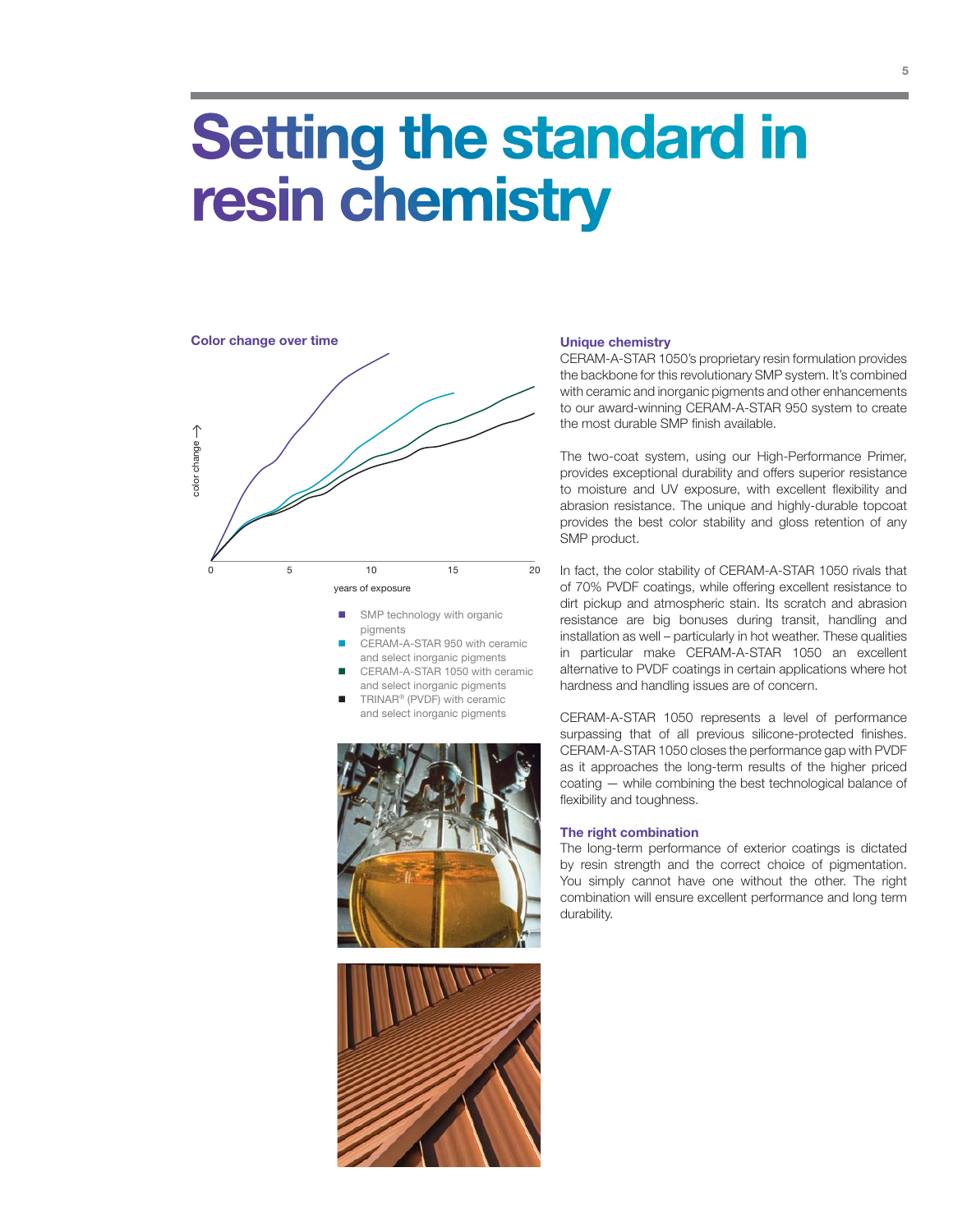# Setting the standard in resin chemistry

**Color change over time**

color change →

0 5 10 15 20

years of exposure

- SMP technology with organic pigments
- CERAM-A-STAR 950 with ceramic and select inorganic pigments
- CERAM-A-STAR 1050 with ceramic and select inorganic pigments
- TRINAR® (PVDF) with ceramic and select inorganic pigments

### Unique chemistry

CERAM-A-STAR 1050's proprietary resin formulation provides the backbone for this revolutionary SMP system. It's combined with ceramic and inorganic pigments and other enhancements to our award-winning CERAM-A-STAR 950 system to create the most durable SMP finish available.

The two-coat system, using our High-Performance Primer, provides exceptional durability and offers superior resistance to moisture and UV exposure, with excellent flexibility and abrasion resistance. The unique and highly-durable topcoat provides the best color stability and gloss retention of any SMP product.

In fact, the color stability of CERAM-A-STAR 1050 rivals that of 70% PVDF coatings, while offering excellent resistance to dirt pickup and atmospheric stain. Its scratch and abrasion resistance are big bonuses during transit, handling and installation as well – particularly in hot weather. These qualities in particular make CERAM-A-STAR 1050 an excellent alternative to PVDF coatings in certain applications where hot hardness and handling issues are of concern.

CERAM-A-STAR 1050 represents a level of performance surpassing that of all previous silicone-protected finishes. CERAM-A-STAR 1050 closes the performance gap with PVDF as it approaches the long-term results of the higher priced coating — while combining the best technological balance of flexibility and toughness.

### The right combination

The long-term performance of exterior coatings is dictated by resin strength and the correct choice of pigmentation. You simply cannot have one without the other. The right combination will ensure excellent performance and long term durability.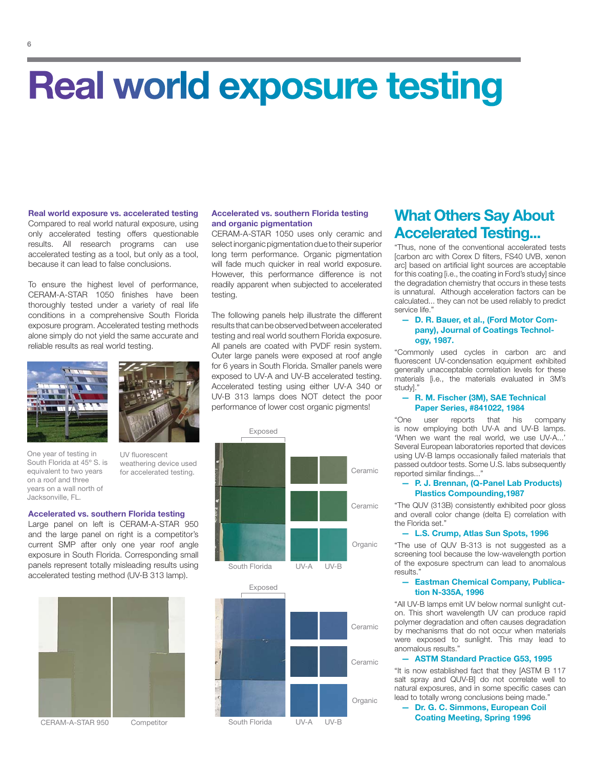# Real world exposure testing

### Real world exposure vs. accelerated testing

Compared to real world natural exposure, using only accelerated testing offers questionable results. All research programs can use accelerated testing as a tool, but only as a tool, because it can lead to false conclusions.

To ensure the highest level of performance, CERAM-A-STAR 1050 finishes have been thoroughly tested under a variety of real life conditions in a comprehensive South Florida exposure program. Accelerated testing methods alone simply do not yield the same accurate and reliable results as real world testing.

One year of testing in South Florida at 45º S. is equivalent to two years on a roof and three years on a wall north of Jacksonville, FL.

UV fluorescent weathering device used for accelerated testing.

### Accelerated vs. southern Florida testing

Large panel on left is CERAM-A-STAR 950 and the large panel on right is a competitor's current SMP after only one year roof angle exposure in South Florida. Corresponding small panels represent totally misleading results using accelerated testing method (UV-B 313 lamp).

CERAM-A-STAR 950 — Competitor

### Accelerated vs. southern Florida testing and organic pigmentation

CERAM-A-STAR 1050 uses only ceramic and select inorganic pigmentation due to their superior long term performance. Organic pigmentation will fade much quicker in real world exposure. However, this performance difference is not readily apparent when subjected to accelerated testing.

The following panels help illustrate the different results that can be observed between accelerated testing and real world southern Florida exposure. All panels are coated with PVDF resin system. Outer large panels were exposed at roof angle for 6 years in South Florida. Smaller panels were exposed to UV-A and UV-B accelerated testing. Accelerated testing using either UV-A 340 or UV-B 313 lamps does NOT detect the poor performance of lower cost organic pigments!

Exposed — Ceramic, Ceramic, Organic — South Florida, UV-A, UV-B

Exposed — Ceramic, Ceramic, Organic — South Florida, UV-A, UV-B

## What Others Say About Accelerated Testing...

"Thus, none of the conventional accelerated tests [carbon arc with Corex D filters, FS40 UVB, xenon arc] based on artificial light sources are acceptable for this coating [i.e., the coating in Ford's study] since the degradation chemistry that occurs in these tests is unnatural. Although acceleration factors can be calculated... they can not be used reliably to predict service life."

**— D. R. Bauer, et al., (Ford Motor Company), Journal of Coatings Technology, 1987.**

"Commonly used cycles in carbon arc and fluorescent UV-condensation equipment exhibited generally unacceptable correlation levels for these materials [i.e., the materials evaluated in 3M's study]."

**— R. M. Fischer (3M), SAE Technical Paper Series, #841022, 1984**

"One user reports that his company is now employing both UV-A and UV-B lamps. 'When we want the real world, we use UV-A...' Several European laboratories reported that devices using UV-B lamps occasionally failed materials that passed outdoor tests. Some U.S. labs subsequently reported similar findings..."

**— P. J. Brennan, (Q-Panel Lab Products) Plastics Compounding,1987**

"The QUV (313B) consistently exhibited poor gloss and overall color change (delta E) correlation with the Florida set."

**— L.S. Crump, Atlas Sun Spots, 1996**

"The use of QUV B-313 is not suggested as a screening tool because the low-wavelength portion of the exposure spectrum can lead to anomalous results."

**— Eastman Chemical Company, Publication N-335A, 1996**

"All UV-B lamps emit UV below normal sunlight cut-on. This short wavelength UV can produce rapid polymer degradation and often causes degradation by mechanisms that do not occur when materials were exposed to sunlight. This may lead to anomalous results."

**— ASTM Standard Practice G53, 1995**

"It is now established fact that they [ASTM B 117 salt spray and QUV-B] do not correlate well to natural exposures, and in some specific cases can lead to totally wrong conclusions being made."

**— Dr. G. C. Simmons, European Coil Coating Meeting, Spring 1996**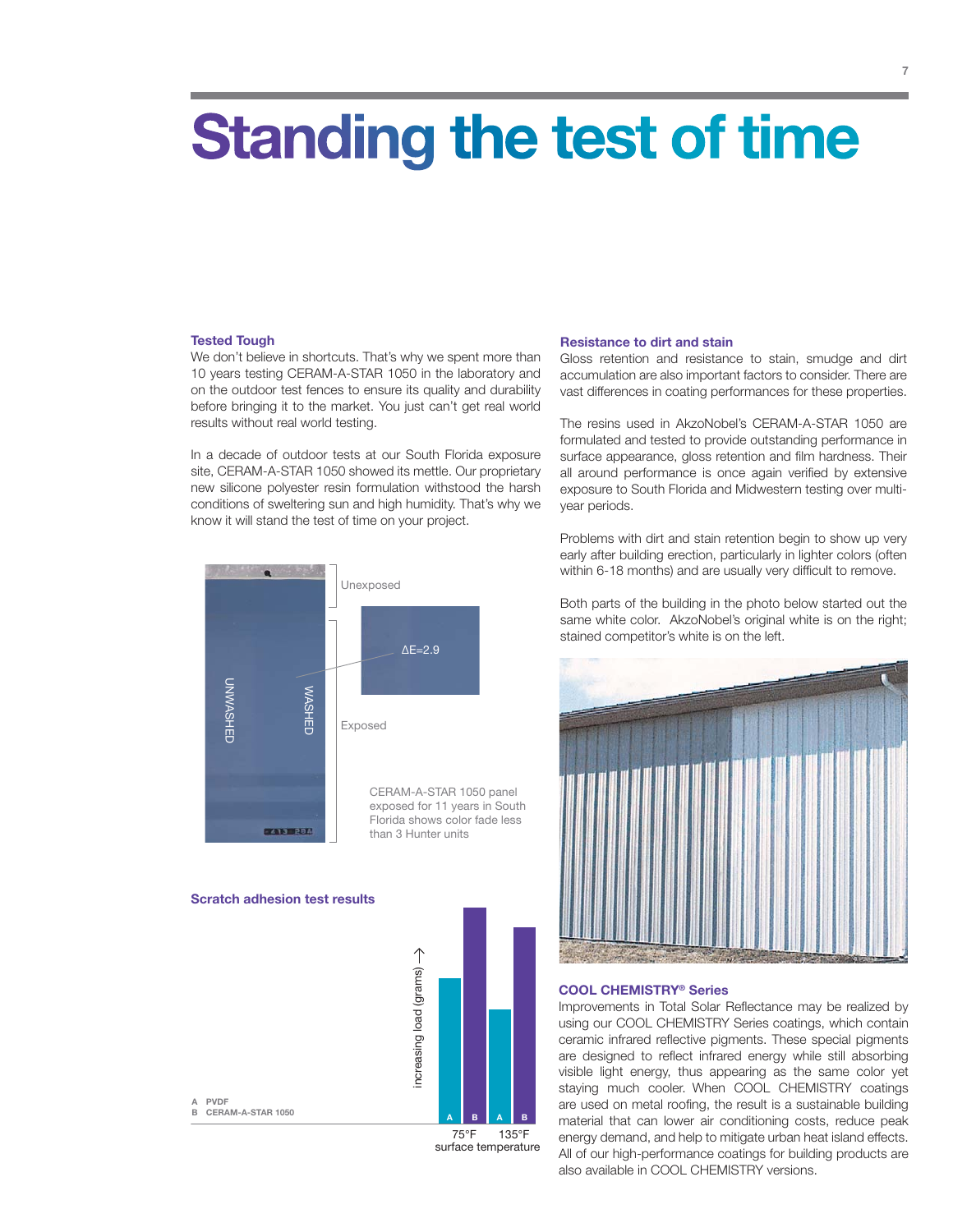# Standing the test of time

### Tested Tough

We don't believe in shortcuts. That's why we spent more than 10 years testing CERAM-A-STAR 1050 in the laboratory and on the outdoor test fences to ensure its quality and durability before bringing it to the market. You just can't get real world results without real world testing.

In a decade of outdoor tests at our South Florida exposure site, CERAM-A-STAR 1050 showed its mettle. Our proprietary new silicone polyester resin formulation withstood the harsh conditions of sweltering sun and high humidity. That's why we know it will stand the test of time on your project.

Unexposed

ΔE=2.9

UNWASHED

WASHED

Exposed

CERAM-A-STAR 1050 panel exposed for 11 years in South Florida shows color fade less than 3 Hunter units

### Scratch adhesion test results

A PVDF
B CERAM-A-STAR 1050

increasing load (grams) →

75°F 135°F
surface temperature

### Resistance to dirt and stain

Gloss retention and resistance to stain, smudge and dirt accumulation are also important factors to consider. There are vast differences in coating performances for these properties.

The resins used in AkzoNobel's CERAM-A-STAR 1050 are formulated and tested to provide outstanding performance in surface appearance, gloss retention and film hardness. Their all around performance is once again verified by extensive exposure to South Florida and Midwestern testing over multi-year periods.

Problems with dirt and stain retention begin to show up very early after building erection, particularly in lighter colors (often within 6-18 months) and are usually very difficult to remove.

Both parts of the building in the photo below started out the same white color. AkzoNobel's original white is on the right; stained competitor's white is on the left.

### COOL CHEMISTRY® Series

Improvements in Total Solar Reflectance may be realized by using our COOL CHEMISTRY Series coatings, which contain ceramic infrared reflective pigments. These special pigments are designed to reflect infrared energy while still absorbing visible light energy, thus appearing as the same color yet staying much cooler. When COOL CHEMISTRY coatings are used on metal roofing, the result is a sustainable building material that can lower air conditioning costs, reduce peak energy demand, and help to mitigate urban heat island effects. All of our high-performance coatings for building products are also available in COOL CHEMISTRY versions.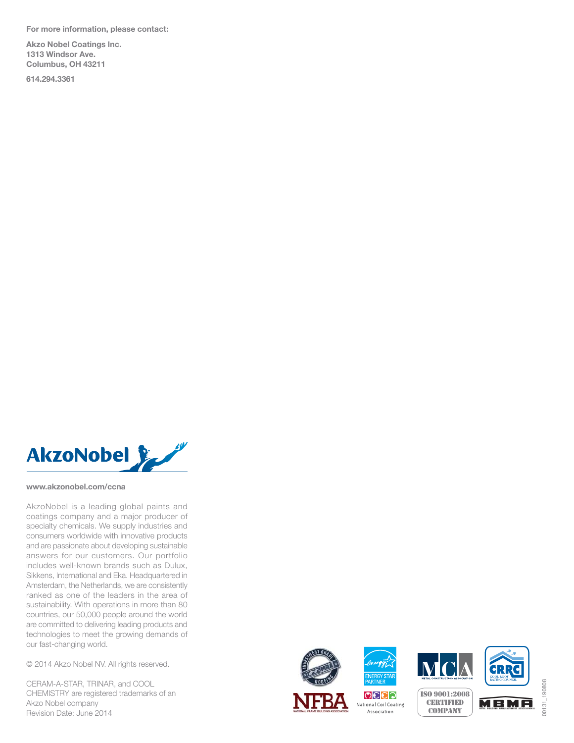**For more information, please contact:**

**Akzo Nobel Coatings Inc.**
**1313 Windsor Ave.**
**Columbus, OH 43211**

**614.294.3361**

AkzoNobel

**www.akzonobel.com/ccna**

AkzoNobel is a leading global paints and coatings company and a major producer of specialty chemicals. We supply industries and consumers worldwide with innovative products and are passionate about developing sustainable answers for our customers. Our portfolio includes well-known brands such as Dulux, Sikkens, International and Eka. Headquartered in Amsterdam, the Netherlands, we are consistently ranked as one of the leaders in the area of sustainability. With operations in more than 80 countries, our 50,000 people around the world are committed to delivering leading products and technologies to meet the growing demands of our fast-changing world.

© 2014 Akzo Nobel NV. All rights reserved.

CERAM-A-STAR, TRINAR, and COOL CHEMISTRY are registered trademarks of an Akzo Nobel company
Revision Date: June 2014

ENERGY STAR PARTNER

National Coil Coating Association

ISO 9001:2008 CERTIFIED COMPANY

COOL ROOF RATING COUNCIL

00131_190808